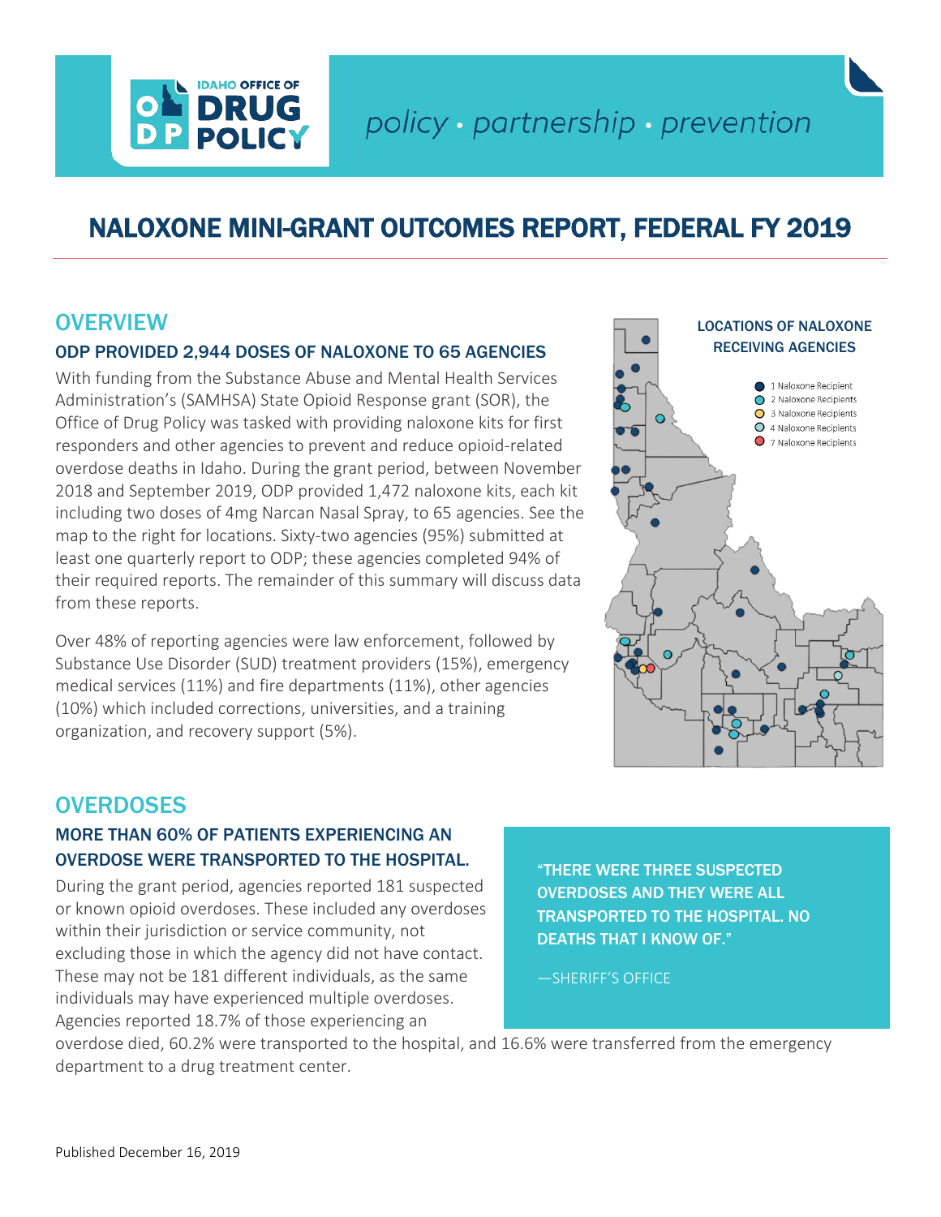IDAHO OFFICE OF DRUG POLICY

policy · partnership · prevention

# NALOXONE MINI-GRANT OUTCOMES REPORT, FEDERAL FY 2019

## OVERVIEW

### ODP PROVIDED 2,944 DOSES OF NALOXONE TO 65 AGENCIES

With funding from the Substance Abuse and Mental Health Services Administration's (SAMHSA) State Opioid Response grant (SOR), the Office of Drug Policy was tasked with providing naloxone kits for first responders and other agencies to prevent and reduce opioid-related overdose deaths in Idaho. During the grant period, between November 2018 and September 2019, ODP provided 1,472 naloxone kits, each kit including two doses of 4mg Narcan Nasal Spray, to 65 agencies. See the map to the right for locations. Sixty-two agencies (95%) submitted at least one quarterly report to ODP; these agencies completed 94% of their required reports. The remainder of this summary will discuss data from these reports.

Over 48% of reporting agencies were law enforcement, followed by Substance Use Disorder (SUD) treatment providers (15%), emergency medical services (11%) and fire departments (11%), other agencies (10%) which included corrections, universities, and a training organization, and recovery support (5%).

**LOCATIONS OF NALOXONE RECEIVING AGENCIES**

- 1 Naloxone Recipient
- 2 Naloxone Recipients
- 3 Naloxone Recipients
- 4 Naloxone Recipients
- 7 Naloxone Recipients

## OVERDOSES

### MORE THAN 60% OF PATIENTS EXPERIENCING AN OVERDOSE WERE TRANSPORTED TO THE HOSPITAL.

During the grant period, agencies reported 181 suspected or known opioid overdoses. These included any overdoses within their jurisdiction or service community, not excluding those in which the agency did not have contact. These may not be 181 different individuals, as the same individuals may have experienced multiple overdoses. Agencies reported 18.7% of those experiencing an overdose died, 60.2% were transported to the hospital, and 16.6% were transferred from the emergency department to a drug treatment center.

> "THERE WERE THREE SUSPECTED OVERDOSES AND THEY WERE ALL TRANSPORTED TO THE HOSPITAL. NO DEATHS THAT I KNOW OF."
>
> —SHERIFF'S OFFICE

Published December 16, 2019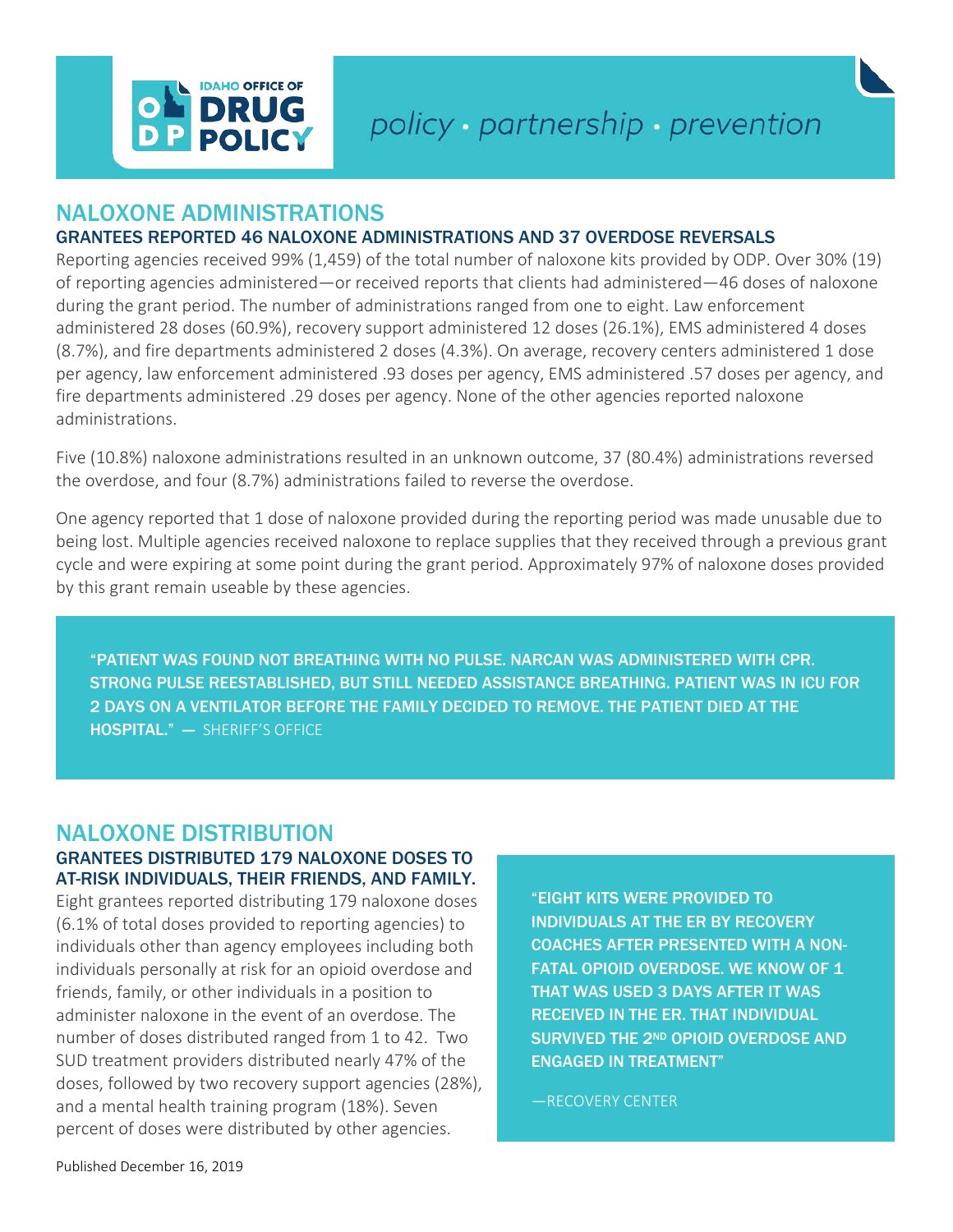## NALOXONE ADMINISTRATIONS

### GRANTEES REPORTED 46 NALOXONE ADMINISTRATIONS AND 37 OVERDOSE REVERSALS

Reporting agencies received 99% (1,459) of the total number of naloxone kits provided by ODP. Over 30% (19) of reporting agencies administered—or received reports that clients had administered—46 doses of naloxone during the grant period. The number of administrations ranged from one to eight. Law enforcement administered 28 doses (60.9%), recovery support administered 12 doses (26.1%), EMS administered 4 doses (8.7%), and fire departments administered 2 doses (4.3%). On average, recovery centers administered 1 dose per agency, law enforcement administered .93 doses per agency, EMS administered .57 doses per agency, and fire departments administered .29 doses per agency. None of the other agencies reported naloxone administrations.

Five (10.8%) naloxone administrations resulted in an unknown outcome, 37 (80.4%) administrations reversed the overdose, and four (8.7%) administrations failed to reverse the overdose.

One agency reported that 1 dose of naloxone provided during the reporting period was made unusable due to being lost. Multiple agencies received naloxone to replace supplies that they received through a previous grant cycle and were expiring at some point during the grant period. Approximately 97% of naloxone doses provided by this grant remain useable by these agencies.

> **"PATIENT WAS FOUND NOT BREATHING WITH NO PULSE. NARCAN WAS ADMINISTERED WITH CPR. STRONG PULSE REESTABLISHED, BUT STILL NEEDED ASSISTANCE BREATHING. PATIENT WAS IN ICU FOR 2 DAYS ON A VENTILATOR BEFORE THE FAMILY DECIDED TO REMOVE. THE PATIENT DIED AT THE HOSPITAL." —** SHERIFF'S OFFICE

## NALOXONE DISTRIBUTION

### GRANTEES DISTRIBUTED 179 NALOXONE DOSES TO AT-RISK INDIVIDUALS, THEIR FRIENDS, AND FAMILY.

Eight grantees reported distributing 179 naloxone doses (6.1% of total doses provided to reporting agencies) to individuals other than agency employees including both individuals personally at risk for an opioid overdose and friends, family, or other individuals in a position to administer naloxone in the event of an overdose. The number of doses distributed ranged from 1 to 42. Two SUD treatment providers distributed nearly 47% of the doses, followed by two recovery support agencies (28%), and a mental health training program (18%). Seven percent of doses were distributed by other agencies.

> **"EIGHT KITS WERE PROVIDED TO INDIVIDUALS AT THE ER BY RECOVERY COACHES AFTER PRESENTED WITH A NON-FATAL OPIOID OVERDOSE. WE KNOW OF 1 THAT WAS USED 3 DAYS AFTER IT WAS RECEIVED IN THE ER. THAT INDIVIDUAL SURVIVED THE 2ND OPIOID OVERDOSE AND ENGAGED IN TREATMENT"**
>
> —RECOVERY CENTER

Published December 16, 2019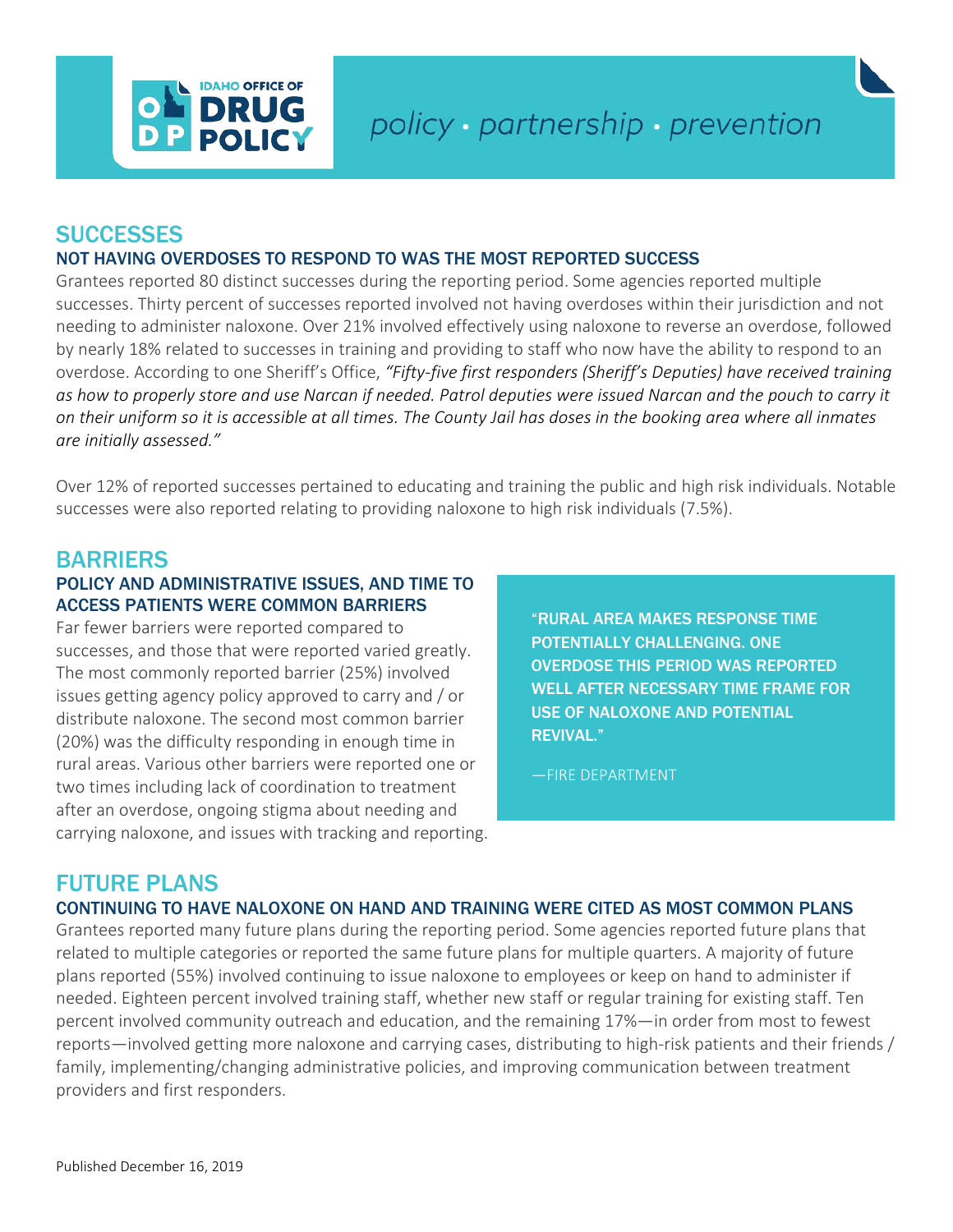## SUCCESSES

### NOT HAVING OVERDOSES TO RESPOND TO WAS THE MOST REPORTED SUCCESS

Grantees reported 80 distinct successes during the reporting period. Some agencies reported multiple successes. Thirty percent of successes reported involved not having overdoses within their jurisdiction and not needing to administer naloxone. Over 21% involved effectively using naloxone to reverse an overdose, followed by nearly 18% related to successes in training and providing to staff who now have the ability to respond to an overdose. According to one Sheriff's Office, *"Fifty-five first responders (Sheriff's Deputies) have received training as how to properly store and use Narcan if needed. Patrol deputies were issued Narcan and the pouch to carry it on their uniform so it is accessible at all times. The County Jail has doses in the booking area where all inmates are initially assessed."*

Over 12% of reported successes pertained to educating and training the public and high risk individuals. Notable successes were also reported relating to providing naloxone to high risk individuals (7.5%).

## BARRIERS

### POLICY AND ADMINISTRATIVE ISSUES, AND TIME TO ACCESS PATIENTS WERE COMMON BARRIERS

Far fewer barriers were reported compared to successes, and those that were reported varied greatly. The most commonly reported barrier (25%) involved issues getting agency policy approved to carry and / or distribute naloxone. The second most common barrier (20%) was the difficulty responding in enough time in rural areas. Various other barriers were reported one or two times including lack of coordination to treatment after an overdose, ongoing stigma about needing and carrying naloxone, and issues with tracking and reporting.

> "RURAL AREA MAKES RESPONSE TIME POTENTIALLY CHALLENGING. ONE OVERDOSE THIS PERIOD WAS REPORTED WELL AFTER NECESSARY TIME FRAME FOR USE OF NALOXONE AND POTENTIAL REVIVAL."
>
> —FIRE DEPARTMENT

## FUTURE PLANS

### CONTINUING TO HAVE NALOXONE ON HAND AND TRAINING WERE CITED AS MOST COMMON PLANS

Grantees reported many future plans during the reporting period. Some agencies reported future plans that related to multiple categories or reported the same future plans for multiple quarters. A majority of future plans reported (55%) involved continuing to issue naloxone to employees or keep on hand to administer if needed. Eighteen percent involved training staff, whether new staff or regular training for existing staff. Ten percent involved community outreach and education, and the remaining 17%—in order from most to fewest reports—involved getting more naloxone and carrying cases, distributing to high-risk patients and their friends / family, implementing/changing administrative policies, and improving communication between treatment providers and first responders.

Published December 16, 2019